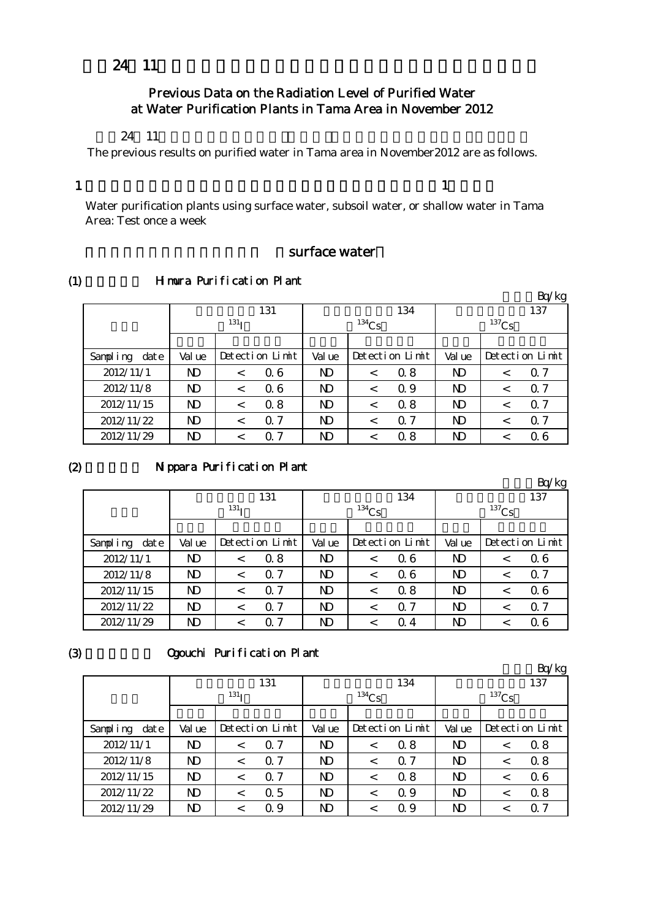24 11

# Previous Data on the Radiation Level of Purified Water at Water Purification Plants in Tama Area in November 2012

24 11

The previous results on purified water in Tama area in November2012 are as follows.

1 1

Water purification plants using surface water, subsoil water, or shallow water in Tama Area: Test once a week

## surface water

### (1) Himura Purification Plant

Bq/kg

| | 131 $^{131}$I | | | 134 $^{134}$Cs | | | 137 $^{137}$Cs | | |
|---|---|---|---|---|---|---|---|---|---|
| Sampling date | Value | Detection Limit | | Value | Detection Limit | | Value | Detection Limit | |
| 2012/11/1 | ND | < | 0.6 | ND | < | 0.8 | ND | < | 0.7 |
| 2012/11/8 | ND | < | 0.6 | ND | < | 0.9 | ND | < | 0.7 |
| 2012/11/15 | ND | < | 0.8 | ND | < | 0.8 | ND | < | 0.7 |
| 2012/11/22 | ND | < | 0.7 | ND | < | 0.7 | ND | < | 0.7 |
| 2012/11/29 | ND | < | 0.7 | ND | < | 0.8 | ND | < | 0.6 |

### (2) Nippara Purification Plant

Bq/kg

| | 131 $^{131}$I | | | 134 $^{134}$Cs | | | 137 $^{137}$Cs | | |
|---|---|---|---|---|---|---|---|---|---|
| Sampling date | Value | Detection Limit | | Value | Detection Limit | | Value | Detection Limit | |
| 2012/11/1 | ND | < | 0.8 | ND | < | 0.6 | ND | < | 0.6 |
| 2012/11/8 | ND | < | 0.7 | ND | < | 0.6 | ND | < | 0.7 |
| 2012/11/15 | ND | < | 0.7 | ND | < | 0.8 | ND | < | 0.6 |
| 2012/11/22 | ND | < | 0.7 | ND | < | 0.7 | ND | < | 0.7 |
| 2012/11/29 | ND | < | 0.7 | ND | < | 0.4 | ND | < | 0.6 |

### (3) Ogouchi Purification Plant

Bq/kg

| | 131 $^{131}$I | | | 134 $^{134}$Cs | | | 137 $^{137}$Cs | | |
|---|---|---|---|---|---|---|---|---|---|
| Sampling date | Value | Detection Limit | | Value | Detection Limit | | Value | Detection Limit | |
| 2012/11/1 | ND | < | 0.7 | ND | < | 0.8 | ND | < | 0.8 |
| 2012/11/8 | ND | < | 0.7 | ND | < | 0.7 | ND | < | 0.8 |
| 2012/11/15 | ND | < | 0.7 | ND | < | 0.8 | ND | < | 0.6 |
| 2012/11/22 | ND | < | 0.5 | ND | < | 0.9 | ND | < | 0.8 |
| 2012/11/29 | ND | < | 0.9 | ND | < | 0.9 | ND | < | 0.7 |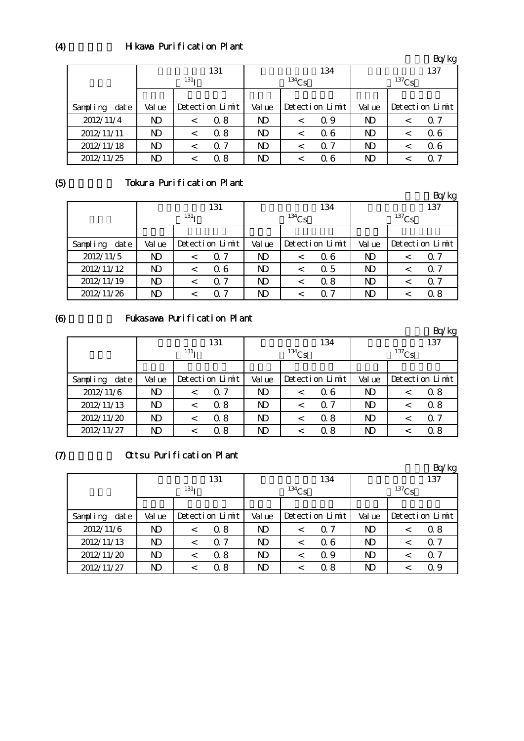## (4) Hikawa Purification Plant

Bq/kg

| | 131 $^{131}I$ | | 134 $^{134}Cs$ | | 137 $^{137}Cs$ | |
|---|---|---|---|---|---|---|
| Sampling date | Value | Detection Limit | Value | Detection Limit | Value | Detection Limit |
| 2012/11/4 | ND | < 0.8 | ND | < 0.9 | ND | < 0.7 |
| 2012/11/11 | ND | < 0.8 | ND | < 0.6 | ND | < 0.6 |
| 2012/11/18 | ND | < 0.7 | ND | < 0.7 | ND | < 0.6 |
| 2012/11/25 | ND | < 0.8 | ND | < 0.6 | ND | < 0.7 |

## (5) Tokura Purification Plant

Bq/kg

| | 131 $^{131}I$ | | 134 $^{134}Cs$ | | 137 $^{137}Cs$ | |
|---|---|---|---|---|---|---|
| Sampling date | Value | Detection Limit | Value | Detection Limit | Value | Detection Limit |
| 2012/11/5 | ND | < 0.7 | ND | < 0.6 | ND | < 0.7 |
| 2012/11/12 | ND | < 0.6 | ND | < 0.5 | ND | < 0.7 |
| 2012/11/19 | ND | < 0.7 | ND | < 0.8 | ND | < 0.7 |
| 2012/11/26 | ND | < 0.7 | ND | < 0.7 | ND | < 0.8 |

## (6) Fukasawa Purification Plant

Bq/kg

| | 131 $^{131}I$ | | 134 $^{134}Cs$ | | 137 $^{137}Cs$ | |
|---|---|---|---|---|---|---|
| Sampling date | Value | Detection Limit | Value | Detection Limit | Value | Detection Limit |
| 2012/11/6 | ND | < 0.7 | ND | < 0.6 | ND | < 0.8 |
| 2012/11/13 | ND | < 0.8 | ND | < 0.7 | ND | < 0.8 |
| 2012/11/20 | ND | < 0.8 | ND | < 0.8 | ND | < 0.7 |
| 2012/11/27 | ND | < 0.8 | ND | < 0.8 | ND | < 0.8 |

## (7) Ottsu Purification Plant

Bq/kg

| | 131 $^{131}I$ | | 134 $^{134}Cs$ | | 137 $^{137}Cs$ | |
|---|---|---|---|---|---|---|
| Sampling date | Value | Detection Limit | Value | Detection Limit | Value | Detection Limit |
| 2012/11/6 | ND | < 0.8 | ND | < 0.7 | ND | < 0.8 |
| 2012/11/13 | ND | < 0.7 | ND | < 0.6 | ND | < 0.7 |
| 2012/11/20 | ND | < 0.8 | ND | < 0.9 | ND | < 0.7 |
| 2012/11/27 | ND | < 0.8 | ND | < 0.8 | ND | < 0.9 |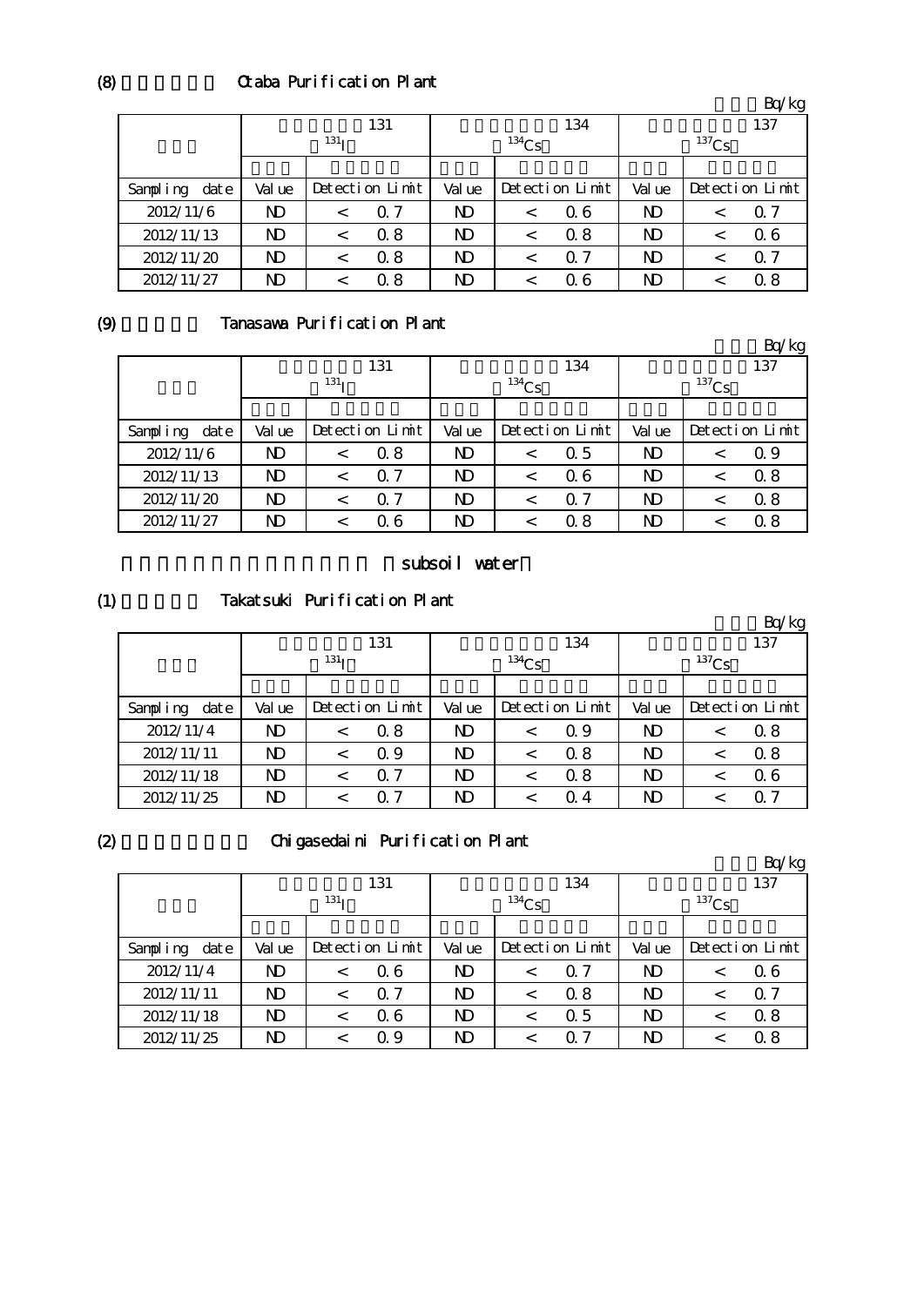## (8) Otaba Purification Plant

Bq/kg

| | 131 $^{131}I$ | | 134 $^{134}Cs$ | | 137 $^{137}Cs$ | |
|---|---|---|---|---|---|---|
| Sampling date | Value | Detection Limit | Value | Detection Limit | Value | Detection Limit |
| 2012/11/6 | ND | < 0.7 | ND | < 0.6 | ND | < 0.7 |
| 2012/11/13 | ND | < 0.8 | ND | < 0.8 | ND | < 0.6 |
| 2012/11/20 | ND | < 0.8 | ND | < 0.7 | ND | < 0.7 |
| 2012/11/27 | ND | < 0.8 | ND | < 0.6 | ND | < 0.8 |

## (9) Tanasawa Purification Plant

Bq/kg

| | 131 $^{131}I$ | | 134 $^{134}Cs$ | | 137 $^{137}Cs$ | |
|---|---|---|---|---|---|---|
| Sampling date | Value | Detection Limit | Value | Detection Limit | Value | Detection Limit |
| 2012/11/6 | ND | < 0.8 | ND | < 0.5 | ND | < 0.9 |
| 2012/11/13 | ND | < 0.7 | ND | < 0.6 | ND | < 0.8 |
| 2012/11/20 | ND | < 0.7 | ND | < 0.7 | ND | < 0.8 |
| 2012/11/27 | ND | < 0.6 | ND | < 0.8 | ND | < 0.8 |

# subsoil water

## (1) Takatsuki Purification Plant

Bq/kg

| | 131 $^{131}I$ | | 134 $^{134}Cs$ | | 137 $^{137}Cs$ | |
|---|---|---|---|---|---|---|
| Sampling date | Value | Detection Limit | Value | Detection Limit | Value | Detection Limit |
| 2012/11/4 | ND | < 0.8 | ND | < 0.9 | ND | < 0.8 |
| 2012/11/11 | ND | < 0.9 | ND | < 0.8 | ND | < 0.8 |
| 2012/11/18 | ND | < 0.7 | ND | < 0.8 | ND | < 0.6 |
| 2012/11/25 | ND | < 0.7 | ND | < 0.4 | ND | < 0.7 |

## (2) Chigasedaini Purification Plant

Bq/kg

| | 131 $^{131}I$ | | 134 $^{134}Cs$ | | 137 $^{137}Cs$ | |
|---|---|---|---|---|---|---|
| Sampling date | Value | Detection Limit | Value | Detection Limit | Value | Detection Limit |
| 2012/11/4 | ND | < 0.6 | ND | < 0.7 | ND | < 0.6 |
| 2012/11/11 | ND | < 0.7 | ND | < 0.8 | ND | < 0.7 |
| 2012/11/18 | ND | < 0.6 | ND | < 0.5 | ND | < 0.8 |
| 2012/11/25 | ND | < 0.9 | ND | < 0.7 | ND | < 0.8 |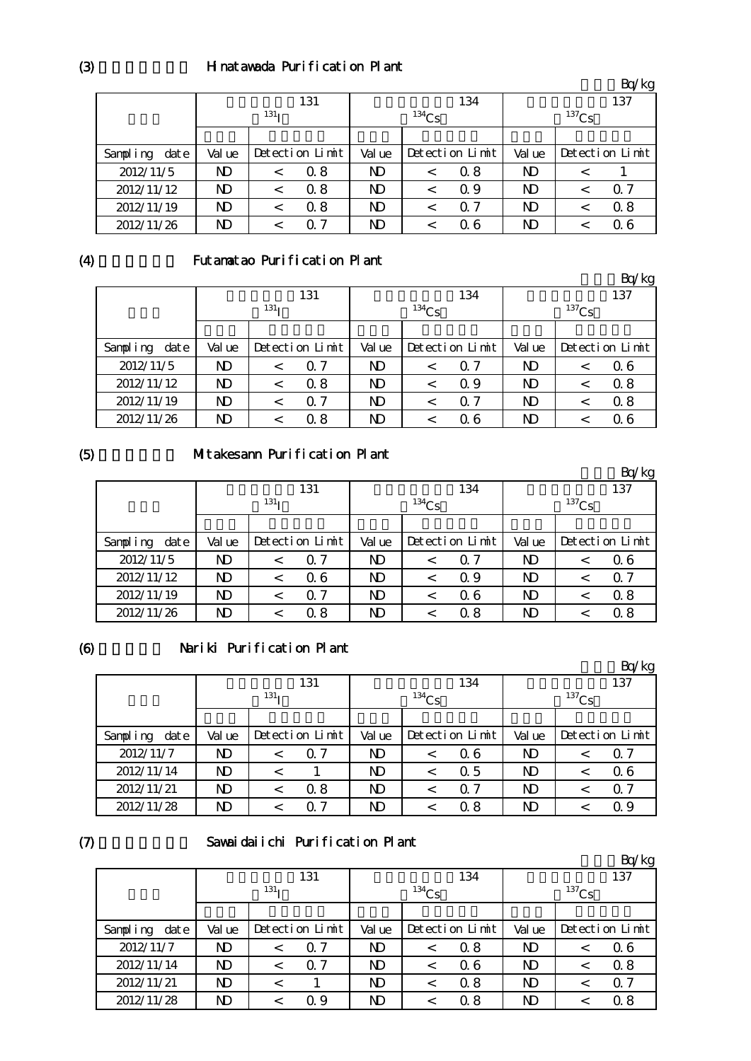## (3) Hinatawada Purification Plant

Bq/kg

| | 131 $^{131}I$ | | | 134 $^{134}Cs$ | | | 137 $^{137}Cs$ | | |
|---|---|---|---|---|---|---|---|---|---|
| Sampling date | Value | Detection Limit | | Value | Detection Limit | | Value | Detection Limit | |
| 2012/11/5 | ND | < | 0.8 | ND | < | 0.8 | ND | < | 1 |
| 2012/11/12 | ND | < | 0.8 | ND | < | 0.9 | ND | < | 0.7 |
| 2012/11/19 | ND | < | 0.8 | ND | < | 0.7 | ND | < | 0.8 |
| 2012/11/26 | ND | < | 0.7 | ND | < | 0.6 | ND | < | 0.6 |

## (4) Futamatao Purification Plant

Bq/kg

| | 131 $^{131}I$ | | | 134 $^{134}Cs$ | | | 137 $^{137}Cs$ | | |
|---|---|---|---|---|---|---|---|---|---|
| Sampling date | Value | Detection Limit | | Value | Detection Limit | | Value | Detection Limit | |
| 2012/11/5 | ND | < | 0.7 | ND | < | 0.7 | ND | < | 0.6 |
| 2012/11/12 | ND | < | 0.8 | ND | < | 0.9 | ND | < | 0.8 |
| 2012/11/19 | ND | < | 0.7 | ND | < | 0.7 | ND | < | 0.8 |
| 2012/11/26 | ND | < | 0.8 | ND | < | 0.6 | ND | < | 0.6 |

## (5) Mitakesann Purification Plant

Bq/kg

| | 131 $^{131}I$ | | | 134 $^{134}Cs$ | | | 137 $^{137}Cs$ | | |
|---|---|---|---|---|---|---|---|---|---|
| Sampling date | Value | Detection Limit | | Value | Detection Limit | | Value | Detection Limit | |
| 2012/11/5 | ND | < | 0.7 | ND | < | 0.7 | ND | < | 0.6 |
| 2012/11/12 | ND | < | 0.6 | ND | < | 0.9 | ND | < | 0.7 |
| 2012/11/19 | ND | < | 0.7 | ND | < | 0.6 | ND | < | 0.8 |
| 2012/11/26 | ND | < | 0.8 | ND | < | 0.8 | ND | < | 0.8 |

## (6) Nariki Purification Plant

Bq/kg

| | 131 $^{131}I$ | | | 134 $^{134}Cs$ | | | 137 $^{137}Cs$ | | |
|---|---|---|---|---|---|---|---|---|---|
| Sampling date | Value | Detection Limit | | Value | Detection Limit | | Value | Detection Limit | |
| 2012/11/7 | ND | < | 0.7 | ND | < | 0.6 | ND | < | 0.7 |
| 2012/11/14 | ND | < | 1 | ND | < | 0.5 | ND | < | 0.6 |
| 2012/11/21 | ND | < | 0.8 | ND | < | 0.7 | ND | < | 0.7 |
| 2012/11/28 | ND | < | 0.7 | ND | < | 0.8 | ND | < | 0.9 |

## (7) Sawaidaiichi Purification Plant

Bq/kg

| | 131 $^{131}I$ | | | 134 $^{134}Cs$ | | | 137 $^{137}Cs$ | | |
|---|---|---|---|---|---|---|---|---|---|
| Sampling date | Value | Detection Limit | | Value | Detection Limit | | Value | Detection Limit | |
| 2012/11/7 | ND | < | 0.7 | ND | < | 0.8 | ND | < | 0.6 |
| 2012/11/14 | ND | < | 0.7 | ND | < | 0.6 | ND | < | 0.8 |
| 2012/11/21 | ND | < | 1 | ND | < | 0.8 | ND | < | 0.7 |
| 2012/11/28 | ND | < | 0.9 | ND | < | 0.8 | ND | < | 0.8 |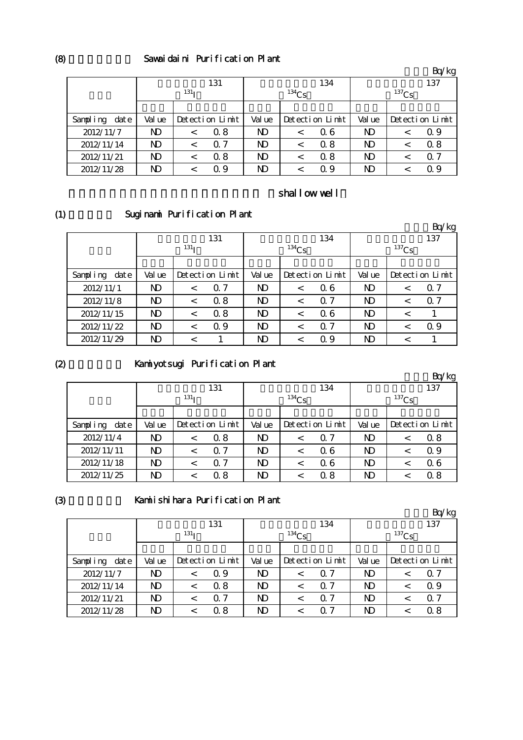(8) Sawaidaini Purification Plant

Bq/kg

| | 131 $^{131}I$ | | | 134 $^{134}Cs$ | | | 137 $^{137}Cs$ | | |
|---|---|---|---|---|---|---|---|---|---|
| Sampling date | Value | Detection Limit | | Value | Detection Limit | | Value | Detection Limit | |
| 2012/11/7 | ND | < | 0.8 | ND | < | 0.6 | ND | < | 0.9 |
| 2012/11/14 | ND | < | 0.7 | ND | < | 0.8 | ND | < | 0.8 |
| 2012/11/21 | ND | < | 0.8 | ND | < | 0.8 | ND | < | 0.7 |
| 2012/11/28 | ND | < | 0.9 | ND | < | 0.9 | ND | < | 0.9 |

shallow well

(1) Suginami Purification Plant

Bq/kg

| | 131 $^{131}I$ | | | 134 $^{134}Cs$ | | | 137 $^{137}Cs$ | | |
|---|---|---|---|---|---|---|---|---|---|
| Sampling date | Value | Detection Limit | | Value | Detection Limit | | Value | Detection Limit | |
| 2012/11/1 | ND | < | 0.7 | ND | < | 0.6 | ND | < | 0.7 |
| 2012/11/8 | ND | < | 0.8 | ND | < | 0.7 | ND | < | 0.7 |
| 2012/11/15 | ND | < | 0.8 | ND | < | 0.6 | ND | < | 1 |
| 2012/11/22 | ND | < | 0.9 | ND | < | 0.7 | ND | < | 0.9 |
| 2012/11/29 | ND | < | 1 | ND | < | 0.9 | ND | < | 1 |

(2) Kamiyotsugi Purification Plant

Bq/kg

| | 131 $^{131}I$ | | | 134 $^{134}Cs$ | | | 137 $^{137}Cs$ | | |
|---|---|---|---|---|---|---|---|---|---|
| Sampling date | Value | Detection Limit | | Value | Detection Limit | | Value | Detection Limit | |
| 2012/11/4 | ND | < | 0.8 | ND | < | 0.7 | ND | < | 0.8 |
| 2012/11/11 | ND | < | 0.7 | ND | < | 0.6 | ND | < | 0.9 |
| 2012/11/18 | ND | < | 0.7 | ND | < | 0.6 | ND | < | 0.6 |
| 2012/11/25 | ND | < | 0.8 | ND | < | 0.8 | ND | < | 0.8 |

(3) Kamiishihara Purification Plant

Bq/kg

| | 131 $^{131}I$ | | | 134 $^{134}Cs$ | | | 137 $^{137}Cs$ | | |
|---|---|---|---|---|---|---|---|---|---|
| Sampling date | Value | Detection Limit | | Value | Detection Limit | | Value | Detection Limit | |
| 2012/11/7 | ND | < | 0.9 | ND | < | 0.7 | ND | < | 0.7 |
| 2012/11/14 | ND | < | 0.8 | ND | < | 0.7 | ND | < | 0.9 |
| 2012/11/21 | ND | < | 0.7 | ND | < | 0.7 | ND | < | 0.7 |
| 2012/11/28 | ND | < | 0.8 | ND | < | 0.7 | ND | < | 0.8 |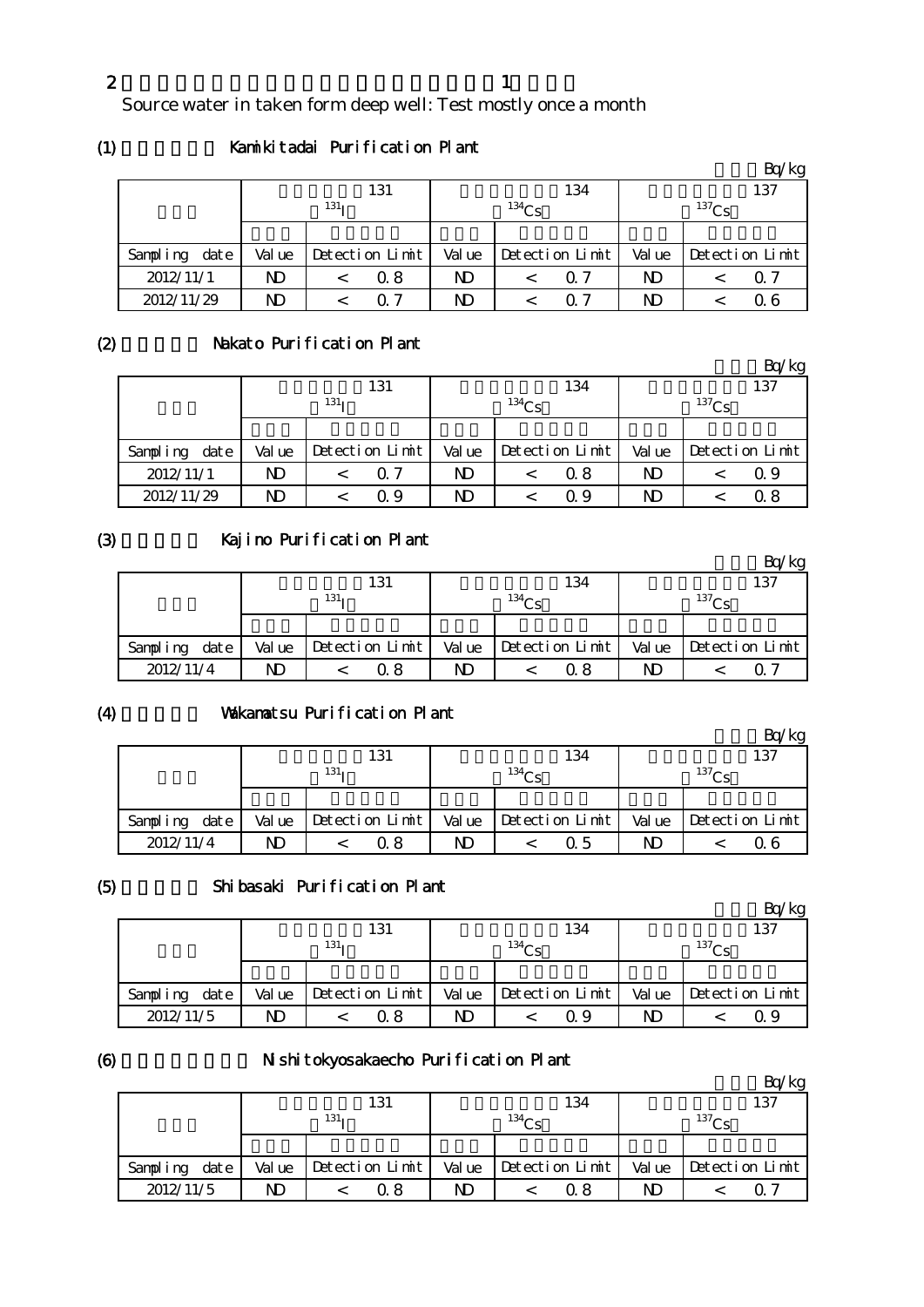2 1

Source water in taken form deep well: Test mostly once a month

(1) Kamikitadai Purification Plant

Bq/kg

| | 131 $^{131}$I | | 134 $^{134}$Cs | | 137 $^{137}$Cs | |
|---|---|---|---|---|---|---|
| Sampling date | Value | Detection Limit | Value | Detection Limit | Value | Detection Limit |
| 2012/11/1 | ND | < 0.8 | ND | < 0.7 | ND | < 0.7 |
| 2012/11/29 | ND | < 0.7 | ND | < 0.7 | ND | < 0.6 |

(2) Nakato Purification Plant

Bq/kg

| | 131 $^{131}$I | | 134 $^{134}$Cs | | 137 $^{137}$Cs | |
|---|---|---|---|---|---|---|
| Sampling date | Value | Detection Limit | Value | Detection Limit | Value | Detection Limit |
| 2012/11/1 | ND | < 0.7 | ND | < 0.8 | ND | < 0.9 |
| 2012/11/29 | ND | < 0.9 | ND | < 0.9 | ND | < 0.8 |

(3) Kajino Purification Plant

Bq/kg

| | 131 $^{131}$I | | 134 $^{134}$Cs | | 137 $^{137}$Cs | |
|---|---|---|---|---|---|---|
| Sampling date | Value | Detection Limit | Value | Detection Limit | Value | Detection Limit |
| 2012/11/4 | ND | < 0.8 | ND | < 0.8 | ND | < 0.7 |

(4) Wakamatsu Purification Plant

Bq/kg

| | 131 $^{131}$I | | 134 $^{134}$Cs | | 137 $^{137}$Cs | |
|---|---|---|---|---|---|---|
| Sampling date | Value | Detection Limit | Value | Detection Limit | Value | Detection Limit |
| 2012/11/4 | ND | < 0.8 | ND | < 0.5 | ND | < 0.6 |

(5) Shibasaki Purification Plant

Bq/kg

| | 131 $^{131}$I | | 134 $^{134}$Cs | | 137 $^{137}$Cs | |
|---|---|---|---|---|---|---|
| Sampling date | Value | Detection Limit | Value | Detection Limit | Value | Detection Limit |
| 2012/11/5 | ND | < 0.8 | ND | < 0.9 | ND | < 0.9 |

(6) Nishitokyosakaecho Purification Plant

Bq/kg

| | 131 $^{131}$I | | 134 $^{134}$Cs | | 137 $^{137}$Cs | |
|---|---|---|---|---|---|---|
| Sampling date | Value | Detection Limit | Value | Detection Limit | Value | Detection Limit |
| 2012/11/5 | ND | < 0.8 | ND | < 0.8 | ND | < 0.7 |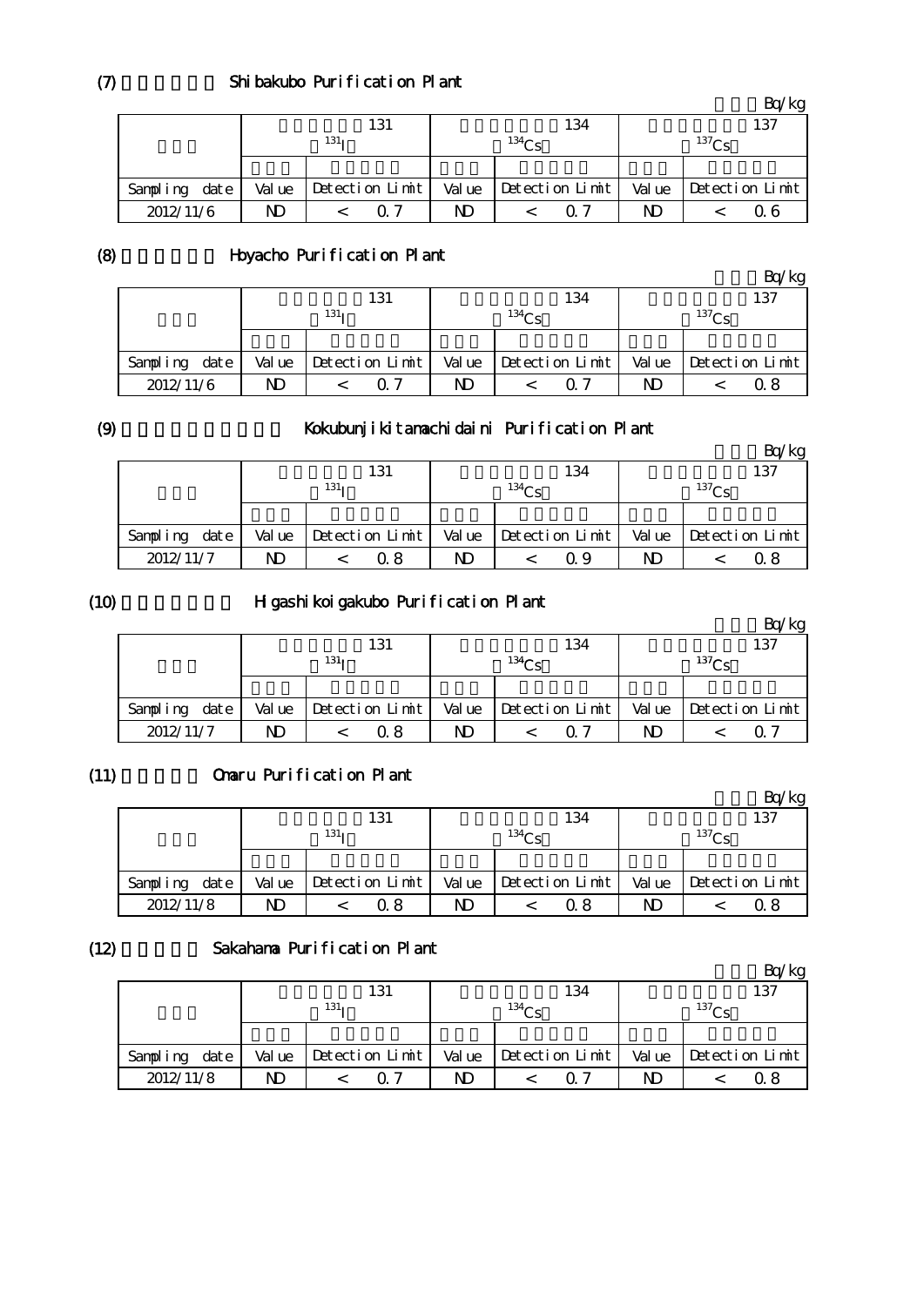## (7) Shibakubo Purification Plant

Bq/kg

| | 131 $^{131}I$ | | 134 $^{134}Cs$ | | 137 $^{137}Cs$ | |
|---|---|---|---|---|---|---|
| Sampling date | Value | Detection Limit | Value | Detection Limit | Value | Detection Limit |
| 2012/11/6 | ND | < 0.7 | ND | < 0.7 | ND | < 0.6 |

## (8) Hoyacho Purification Plant

Bq/kg

| | 131 $^{131}I$ | | 134 $^{134}Cs$ | | 137 $^{137}Cs$ | |
|---|---|---|---|---|---|---|
| Sampling date | Value | Detection Limit | Value | Detection Limit | Value | Detection Limit |
| 2012/11/6 | ND | < 0.7 | ND | < 0.7 | ND | < 0.8 |

## (9) Kokubunjikitamachidaini Purification Plant

Bq/kg

| | 131 $^{131}I$ | | 134 $^{134}Cs$ | | 137 $^{137}Cs$ | |
|---|---|---|---|---|---|---|
| Sampling date | Value | Detection Limit | Value | Detection Limit | Value | Detection Limit |
| 2012/11/7 | ND | < 0.8 | ND | < 0.9 | ND | < 0.8 |

## (10) Higashikoigakubo Purification Plant

Bq/kg

| | 131 $^{131}I$ | | 134 $^{134}Cs$ | | 137 $^{137}Cs$ | |
|---|---|---|---|---|---|---|
| Sampling date | Value | Detection Limit | Value | Detection Limit | Value | Detection Limit |
| 2012/11/7 | ND | < 0.8 | ND | < 0.7 | ND | < 0.7 |

## (11) Omaru Purification Plant

Bq/kg

| | 131 $^{131}I$ | | 134 $^{134}Cs$ | | 137 $^{137}Cs$ | |
|---|---|---|---|---|---|---|
| Sampling date | Value | Detection Limit | Value | Detection Limit | Value | Detection Limit |
| 2012/11/8 | ND | < 0.8 | ND | < 0.8 | ND | < 0.8 |

## (12) Sakahama Purification Plant

Bq/kg

| | 131 $^{131}I$ | | 134 $^{134}Cs$ | | 137 $^{137}Cs$ | |
|---|---|---|---|---|---|---|
| Sampling date | Value | Detection Limit | Value | Detection Limit | Value | Detection Limit |
| 2012/11/8 | ND | < 0.7 | ND | < 0.7 | ND | < 0.8 |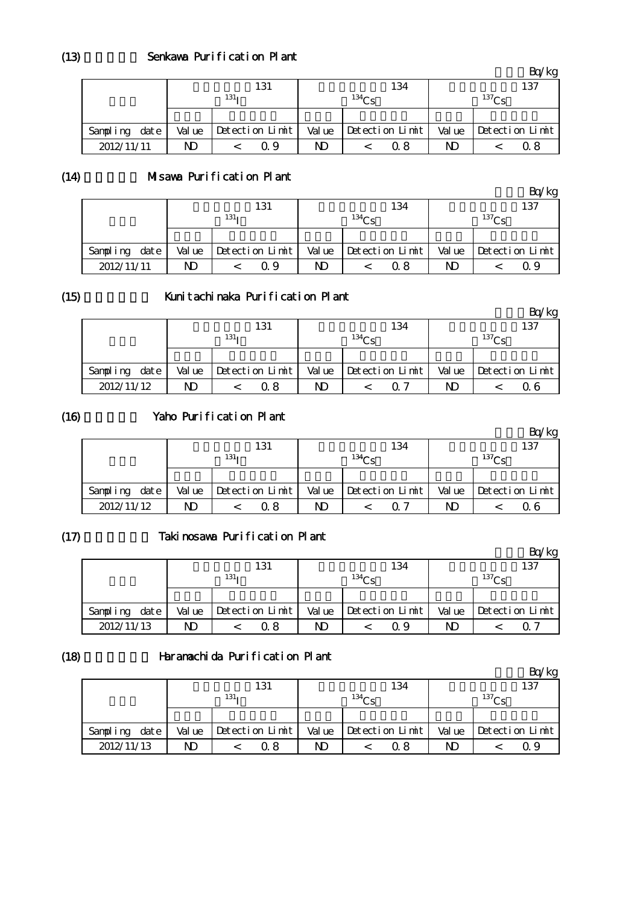## (13) Senkawa Purification Plant

Bq/kg

| | 131 $^{131}I$ | | 134 $^{134}Cs$ | | 137 $^{137}Cs$ | |
|---|---|---|---|---|---|---|
| Sampling date | Value | Detection Limit | Value | Detection Limit | Value | Detection Limit |
| 2012/11/11 | ND | < 0.9 | ND | < 0.8 | ND | < 0.8 |

## (14) Misawa Purification Plant

Bq/kg

| | 131 $^{131}I$ | | 134 $^{134}Cs$ | | 137 $^{137}Cs$ | |
|---|---|---|---|---|---|---|
| Sampling date | Value | Detection Limit | Value | Detection Limit | Value | Detection Limit |
| 2012/11/11 | ND | < 0.9 | ND | < 0.8 | ND | < 0.9 |

## (15) Kunitachinaka Purification Plant

Bq/kg

| | 131 $^{131}I$ | | 134 $^{134}Cs$ | | 137 $^{137}Cs$ | |
|---|---|---|---|---|---|---|
| Sampling date | Value | Detection Limit | Value | Detection Limit | Value | Detection Limit |
| 2012/11/12 | ND | < 0.8 | ND | < 0.7 | ND | < 0.6 |

## (16) Yaho Purification Plant

Bq/kg

| | 131 $^{131}I$ | | 134 $^{134}Cs$ | | 137 $^{137}Cs$ | |
|---|---|---|---|---|---|---|
| Sampling date | Value | Detection Limit | Value | Detection Limit | Value | Detection Limit |
| 2012/11/12 | ND | < 0.8 | ND | < 0.7 | ND | < 0.6 |

## (17) Takinosawa Purification Plant

Bq/kg

| | 131 $^{131}I$ | | 134 $^{134}Cs$ | | 137 $^{137}Cs$ | |
|---|---|---|---|---|---|---|
| Sampling date | Value | Detection Limit | Value | Detection Limit | Value | Detection Limit |
| 2012/11/13 | ND | < 0.8 | ND | < 0.9 | ND | < 0.7 |

## (18) Haramachida Purification Plant

Bq/kg

| | 131 $^{131}I$ | | 134 $^{134}Cs$ | | 137 $^{137}Cs$ | |
|---|---|---|---|---|---|---|
| Sampling date | Value | Detection Limit | Value | Detection Limit | Value | Detection Limit |
| 2012/11/13 | ND | < 0.8 | ND | < 0.8 | ND | < 0.9 |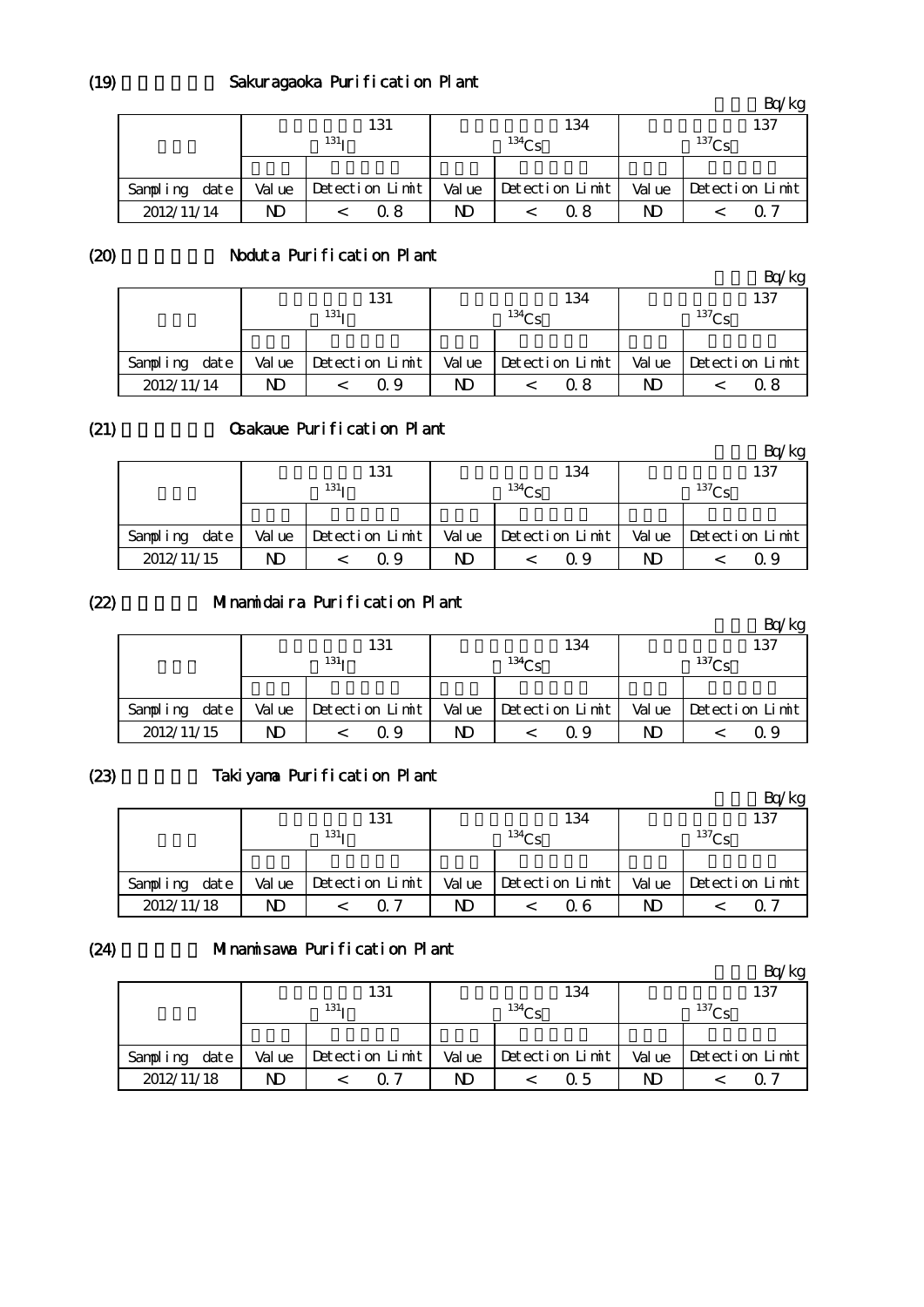## (19) Sakuragaoka Purification Plant

Bq/kg

| | 131 $^{131}I$ | | 134 $^{134}Cs$ | | 137 $^{137}Cs$ | |
|---|---|---|---|---|---|---|
| Sampling date | Value | Detection Limit | Value | Detection Limit | Value | Detection Limit |
| 2012/11/14 | ND | < 0.8 | ND | < 0.8 | ND | < 0.7 |

## (20) Noduta Purification Plant

Bq/kg

| | 131 $^{131}I$ | | 134 $^{134}Cs$ | | 137 $^{137}Cs$ | |
|---|---|---|---|---|---|---|
| Sampling date | Value | Detection Limit | Value | Detection Limit | Value | Detection Limit |
| 2012/11/14 | ND | < 0.9 | ND | < 0.8 | ND | < 0.8 |

## (21) Osakaue Purification Plant

Bq/kg

| | 131 $^{131}I$ | | 134 $^{134}Cs$ | | 137 $^{137}Cs$ | |
|---|---|---|---|---|---|---|
| Sampling date | Value | Detection Limit | Value | Detection Limit | Value | Detection Limit |
| 2012/11/15 | ND | < 0.9 | ND | < 0.9 | ND | < 0.9 |

## (22) Minamidaira Purification Plant

Bq/kg

| | 131 $^{131}I$ | | 134 $^{134}Cs$ | | 137 $^{137}Cs$ | |
|---|---|---|---|---|---|---|
| Sampling date | Value | Detection Limit | Value | Detection Limit | Value | Detection Limit |
| 2012/11/15 | ND | < 0.9 | ND | < 0.9 | ND | < 0.9 |

## (23) Takiyama Purification Plant

Bq/kg

| | 131 $^{131}I$ | | 134 $^{134}Cs$ | | 137 $^{137}Cs$ | |
|---|---|---|---|---|---|---|
| Sampling date | Value | Detection Limit | Value | Detection Limit | Value | Detection Limit |
| 2012/11/18 | ND | < 0.7 | ND | < 0.6 | ND | < 0.7 |

## (24) Minamisawa Purification Plant

Bq/kg

| | 131 $^{131}I$ | | 134 $^{134}Cs$ | | 137 $^{137}Cs$ | |
|---|---|---|---|---|---|---|
| Sampling date | Value | Detection Limit | Value | Detection Limit | Value | Detection Limit |
| 2012/11/18 | ND | < 0.7 | ND | < 0.5 | ND | < 0.7 |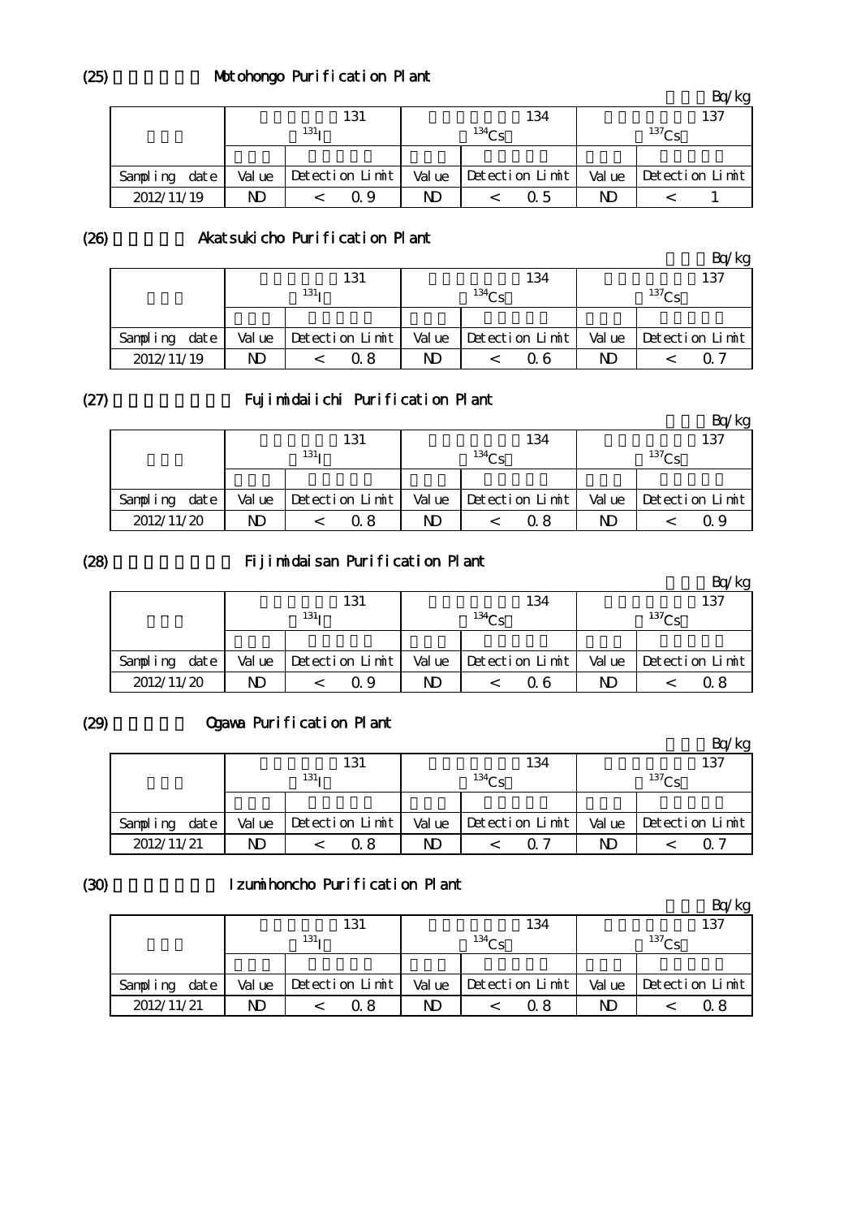## (25) Motohongo Purification Plant

Bq/kg

| | 131 $^{131}$I | | 134 $^{134}$Cs | | 137 $^{137}$Cs | |
|---|---|---|---|---|---|---|
| Sampling date | Value | Detection Limit | Value | Detection Limit | Value | Detection Limit |
| 2012/11/19 | ND | < 0.9 | ND | < 0.5 | ND | < 1 |

## (26) Akatsukicho Purification Plant

Bq/kg

| | 131 $^{131}$I | | 134 $^{134}$Cs | | 137 $^{137}$Cs | |
|---|---|---|---|---|---|---|
| Sampling date | Value | Detection Limit | Value | Detection Limit | Value | Detection Limit |
| 2012/11/19 | ND | < 0.8 | ND | < 0.6 | ND | < 0.7 |

## (27) Fujimidaiichi Purification Plant

Bq/kg

| | 131 $^{131}$I | | 134 $^{134}$Cs | | 137 $^{137}$Cs | |
|---|---|---|---|---|---|---|
| Sampling date | Value | Detection Limit | Value | Detection Limit | Value | Detection Limit |
| 2012/11/20 | ND | < 0.8 | ND | < 0.8 | ND | < 0.9 |

## (28) Fijimidaisan Purification Plant

Bq/kg

| | 131 $^{131}$I | | 134 $^{134}$Cs | | 137 $^{137}$Cs | |
|---|---|---|---|---|---|---|
| Sampling date | Value | Detection Limit | Value | Detection Limit | Value | Detection Limit |
| 2012/11/20 | ND | < 0.9 | ND | < 0.6 | ND | < 0.8 |

## (29) Ogawa Purification Plant

Bq/kg

| | 131 $^{131}$I | | 134 $^{134}$Cs | | 137 $^{137}$Cs | |
|---|---|---|---|---|---|---|
| Sampling date | Value | Detection Limit | Value | Detection Limit | Value | Detection Limit |
| 2012/11/21 | ND | < 0.8 | ND | < 0.7 | ND | < 0.7 |

## (30) Izumihoncho Purification Plant

Bq/kg

| | 131 $^{131}$I | | 134 $^{134}$Cs | | 137 $^{137}$Cs | |
|---|---|---|---|---|---|---|
| Sampling date | Value | Detection Limit | Value | Detection Limit | Value | Detection Limit |
| 2012/11/21 | ND | < 0.8 | ND | < 0.8 | ND | < 0.8 |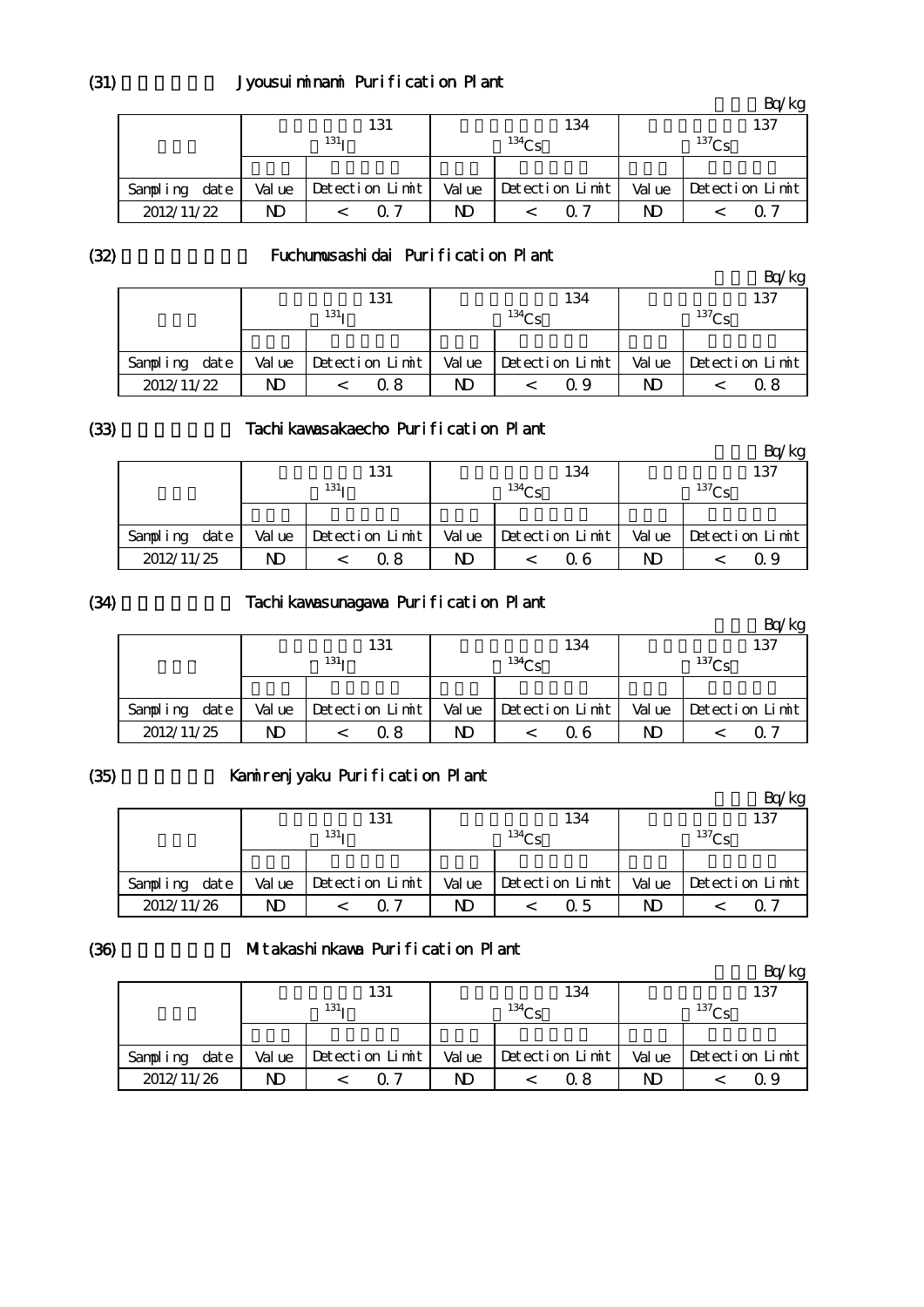## (31) Jyousuiminami Purification Plant

Bq/kg

| | 131 $^{131}I$ | | 134 $^{134}Cs$ | | 137 $^{137}Cs$ | |
|---|---|---|---|---|---|---|
| Sampling date | Value | Detection Limit | Value | Detection Limit | Value | Detection Limit |
| 2012/11/22 | ND | < 0.7 | ND | < 0.7 | ND | < 0.7 |

## (32) Fuchumusashidai Purification Plant

Bq/kg

| | 131 $^{131}I$ | | 134 $^{134}Cs$ | | 137 $^{137}Cs$ | |
|---|---|---|---|---|---|---|
| Sampling date | Value | Detection Limit | Value | Detection Limit | Value | Detection Limit |
| 2012/11/22 | ND | < 0.8 | ND | < 0.9 | ND | < 0.8 |

## (33) Tachikawasakaecho Purification Plant

Bq/kg

| | 131 $^{131}I$ | | 134 $^{134}Cs$ | | 137 $^{137}Cs$ | |
|---|---|---|---|---|---|---|
| Sampling date | Value | Detection Limit | Value | Detection Limit | Value | Detection Limit |
| 2012/11/25 | ND | < 0.8 | ND | < 0.6 | ND | < 0.9 |

## (34) Tachikawasunagawa Purification Plant

Bq/kg

| | 131 $^{131}I$ | | 134 $^{134}Cs$ | | 137 $^{137}Cs$ | |
|---|---|---|---|---|---|---|
| Sampling date | Value | Detection Limit | Value | Detection Limit | Value | Detection Limit |
| 2012/11/25 | ND | < 0.8 | ND | < 0.6 | ND | < 0.7 |

## (35) Kamirenjyaku Purification Plant

Bq/kg

| | 131 $^{131}I$ | | 134 $^{134}Cs$ | | 137 $^{137}Cs$ | |
|---|---|---|---|---|---|---|
| Sampling date | Value | Detection Limit | Value | Detection Limit | Value | Detection Limit |
| 2012/11/26 | ND | < 0.7 | ND | < 0.5 | ND | < 0.7 |

## (36) Mitakashinkawa Purification Plant

Bq/kg

| | 131 $^{131}I$ | | 134 $^{134}Cs$ | | 137 $^{137}Cs$ | |
|---|---|---|---|---|---|---|
| Sampling date | Value | Detection Limit | Value | Detection Limit | Value | Detection Limit |
| 2012/11/26 | ND | < 0.7 | ND | < 0.8 | ND | < 0.9 |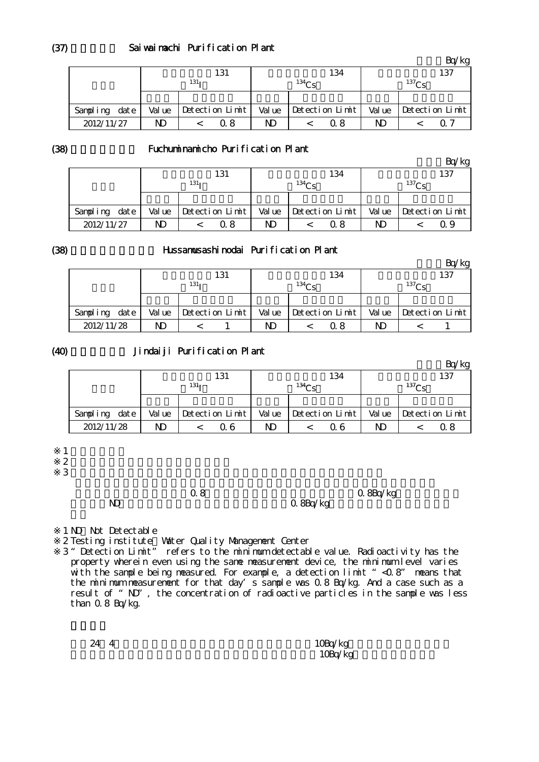(37) Saiwaimachi Purification Plant

Bq/kg

| | 131 $^{131}$I | | 134 $^{134}$Cs | | 137 $^{137}$Cs | |
|---|---|---|---|---|---|---|
| | | | | | | |
| Sampling date | Value | Detection Limit | Value | Detection Limit | Value | Detection Limit |
| 2012/11/27 | ND | < 0.8 | ND | < 0.8 | ND | < 0.7 |

(38) Fuchuminamicho Purification Plant

Bq/kg

| | 131 $^{131}$I | | 134 $^{134}$Cs | | 137 $^{137}$Cs | |
|---|---|---|---|---|---|---|
| | | | | | | |
| Sampling date | Value | Detection Limit | Value | Detection Limit | Value | Detection Limit |
| 2012/11/27 | ND | < 0.8 | ND | < 0.8 | ND | < 0.9 |

(38) Hussamusashinodai Purification Plant

Bq/kg

| | 131 $^{131}$I | | 134 $^{134}$Cs | | 137 $^{137}$Cs | |
|---|---|---|---|---|---|---|
| | | | | | | |
| Sampling date | Value | Detection Limit | Value | Detection Limit | Value | Detection Limit |
| 2012/11/28 | ND | < 1 | ND | < 0.8 | ND | < 1 |

(40) Jindaiji Purification Plant

Bq/kg

| | 131 $^{131}$I | | 134 $^{134}$Cs | | 137 $^{137}$Cs | |
|---|---|---|---|---|---|---|
| | | | | | | |
| Sampling date | Value | Detection Limit | Value | Detection Limit | Value | Detection Limit |
| 2012/11/28 | ND | < 0.6 | ND | < 0.6 | ND | < 0.8 |

※1

※2

※3

0.8 0.8Bq/kg

ND 0.8Bq/kg

※1 ND: Not Detectable

※2 Testing institute: Water Quality Management Center

※3 "Detection Limit" refers to the minimum detectable value. Radioactivity has the property wherein even using the same measurement device, the minimum level varies with the sample being measured. For example, a detection limit "<0.8" means that the minimum measurement for that day's sample was 0.8 Bq/kg. And a case such as a result of "ND", the concentration of radioactive particles in the sample was less than 0.8 Bq/kg.

24 4 10Bq/kg

10Bq/kg